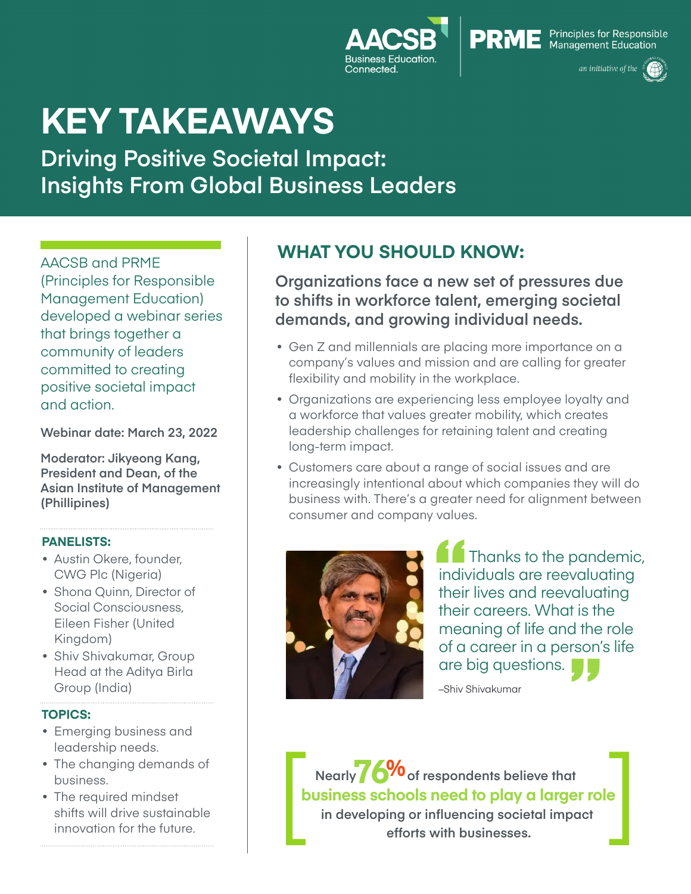AACSB Business Education. Connected. | PRME Principles for Responsible Management Education — an initiative of the UN Global Compact

# KEY TAKEAWAYS

## Driving Positive Societal Impact: Insights From Global Business Leaders

AACSB and PRME (Principles for Responsible Management Education) developed a webinar series that brings together a community of leaders committed to creating positive societal impact and action.

**Webinar date: March 23, 2022**

**Moderator: Jikyeong Kang, President and Dean, of the Asian Institute of Management (Phillipines)**

**PANELISTS:**

- Austin Okere, founder, CWG Plc (Nigeria)
- Shona Quinn, Director of Social Consciousness, Eileen Fisher (United Kingdom)
- Shiv Shivakumar, Group Head at the Aditya Birla Group (India)

**TOPICS:**

- Emerging business and leadership needs.
- The changing demands of business.
- The required mindset shifts will drive sustainable innovation for the future.

## WHAT YOU SHOULD KNOW:

**Organizations face a new set of pressures due to shifts in workforce talent, emerging societal demands, and growing individual needs.**

- Gen Z and millennials are placing more importance on a company's values and mission and are calling for greater flexibility and mobility in the workplace.
- Organizations are experiencing less employee loyalty and a workforce that values greater mobility, which creates leadership challenges for retaining talent and creating long-term impact.
- Customers care about a range of social issues and are increasingly intentional about which companies they will do business with. There's a greater need for alignment between consumer and company values.

> "Thanks to the pandemic, individuals are reevaluating their lives and reevaluating their careers. What is the meaning of life and the role of a career in a person's life are big questions."
>
> –Shiv Shivakumar

**Nearly 76% of respondents believe that business schools need to play a larger role in developing or influencing societal impact efforts with businesses.**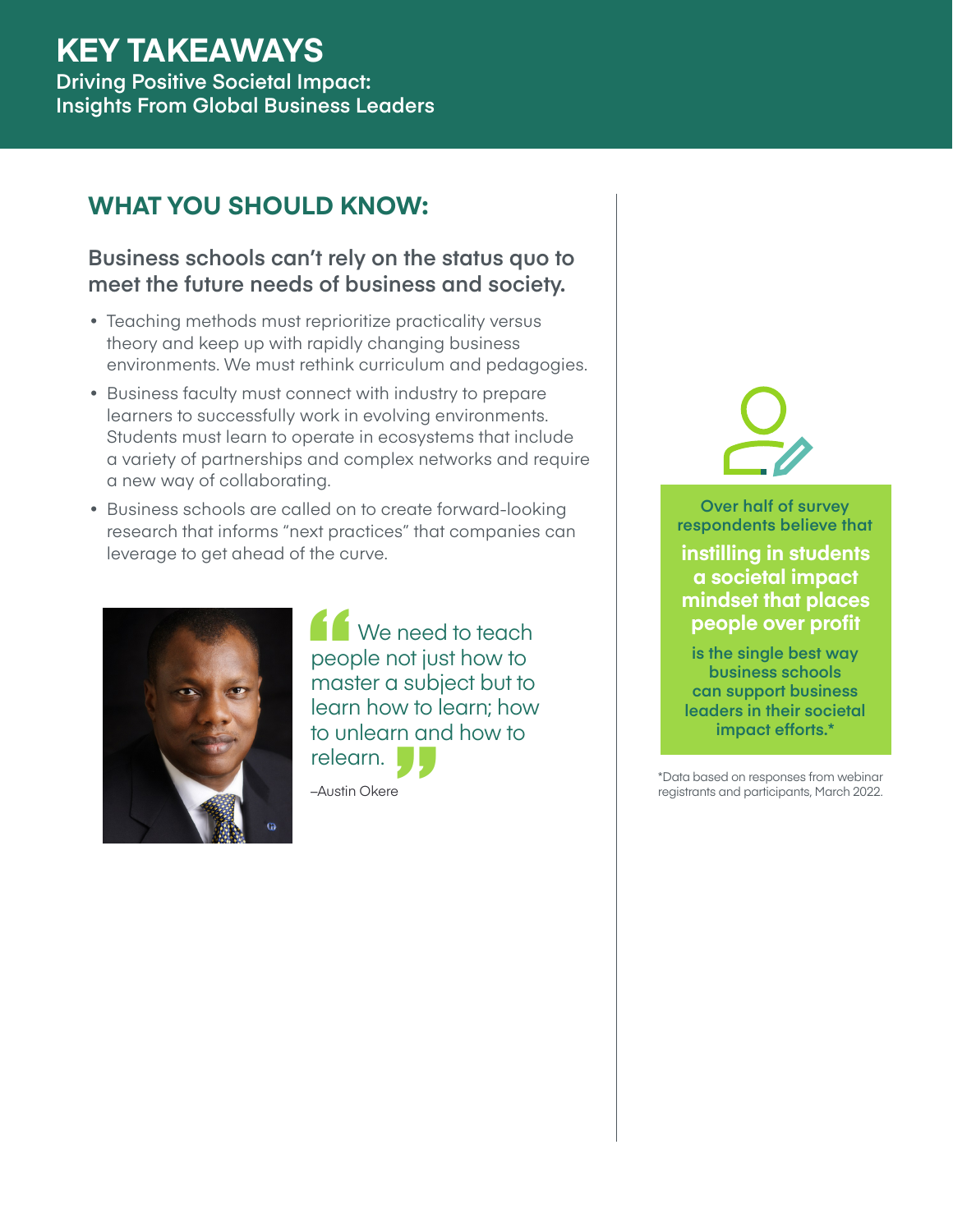# KEY TAKEAWAYS

Driving Positive Societal Impact: Insights From Global Business Leaders

## WHAT YOU SHOULD KNOW:

### Business schools can't rely on the status quo to meet the future needs of business and society.

- Teaching methods must reprioritize practicality versus theory and keep up with rapidly changing business environments. We must rethink curriculum and pedagogies.
- Business faculty must connect with industry to prepare learners to successfully work in evolving environments. Students must learn to operate in ecosystems that include a variety of partnerships and complex networks and require a new way of collaborating.
- Business schools are called on to create forward-looking research that informs "next practices" that companies can leverage to get ahead of the curve.

> "We need to teach people not just how to master a subject but to learn how to learn; how to unlearn and how to relearn."
>
> –Austin Okere

Over half of survey respondents believe that **instilling in students a societal impact mindset that places people over profit** is the single best way business schools can support business leaders in their societal impact efforts.*

*Data based on responses from webinar registrants and participants, March 2022.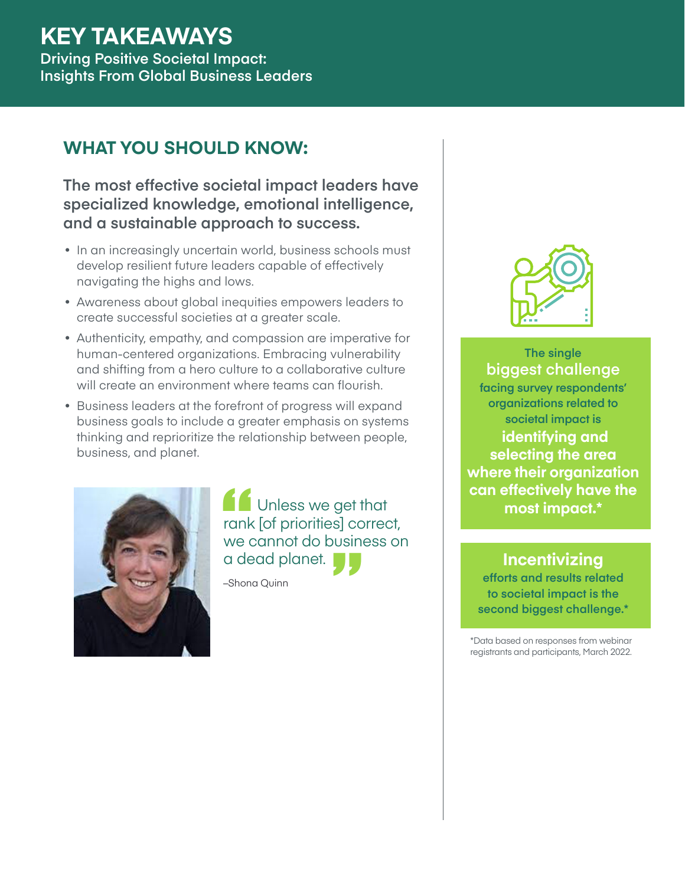# KEY TAKEAWAYS

Driving Positive Societal Impact: Insights From Global Business Leaders

## WHAT YOU SHOULD KNOW:

### The most effective societal impact leaders have specialized knowledge, emotional intelligence, and a sustainable approach to success.

- In an increasingly uncertain world, business schools must develop resilient future leaders capable of effectively navigating the highs and lows.
- Awareness about global inequities empowers leaders to create successful societies at a greater scale.
- Authenticity, empathy, and compassion are imperative for human-centered organizations. Embracing vulnerability and shifting from a hero culture to a collaborative culture will create an environment where teams can flourish.
- Business leaders at the forefront of progress will expand business goals to include a greater emphasis on systems thinking and reprioritize the relationship between people, business, and planet.

> Unless we get that rank [of priorities] correct, we cannot do business on a dead planet.
>
> –Shona Quinn

The single **biggest challenge** facing survey respondents' organizations related to societal impact is **identifying and selecting the area where their organization can effectively have the most impact.***

**Incentivizing** efforts and results related to societal impact is the second biggest challenge.*

*Data based on responses from webinar registrants and participants, March 2022.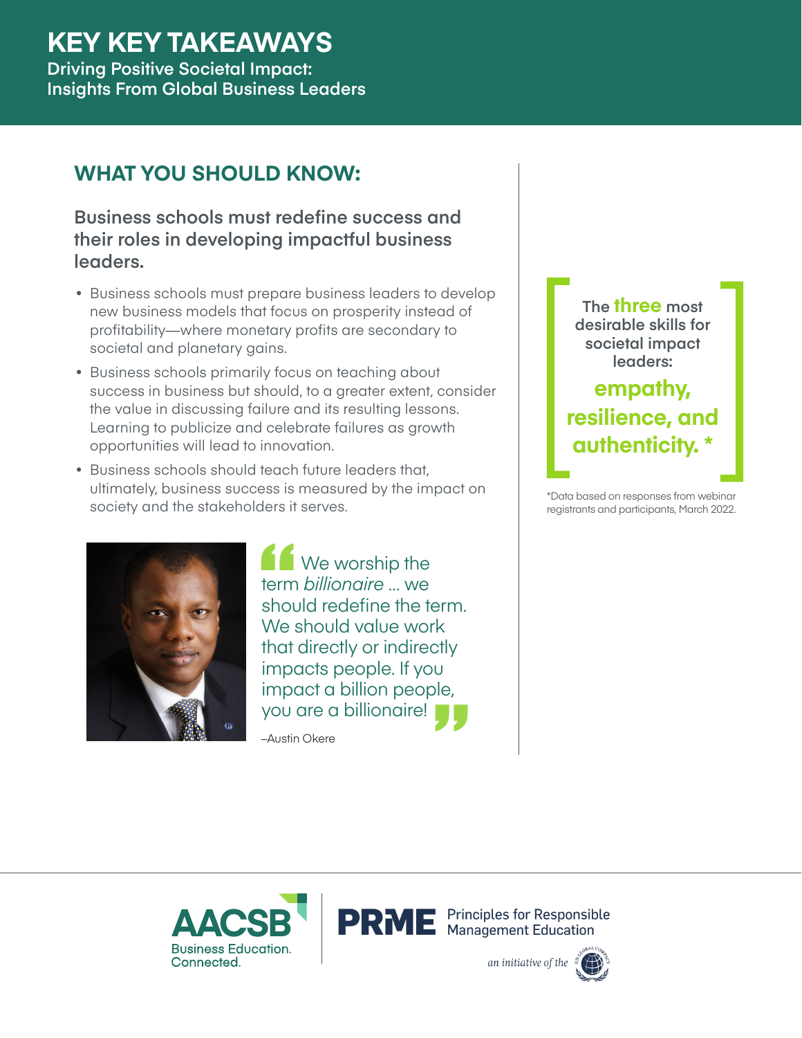# KEY KEY TAKEAWAYS

Driving Positive Societal Impact:
Insights From Global Business Leaders

## WHAT YOU SHOULD KNOW:

### Business schools must redefine success and their roles in developing impactful business leaders.

- Business schools must prepare business leaders to develop new business models that focus on prosperity instead of profitability—where monetary profits are secondary to societal and planetary gains.
- Business schools primarily focus on teaching about success in business but should, to a greater extent, consider the value in discussing failure and its resulting lessons. Learning to publicize and celebrate failures as growth opportunities will lead to innovation.
- Business schools should teach future leaders that, ultimately, business success is measured by the impact on society and the stakeholders it serves.

"We worship the term *billionaire* ... we should redefine the term. We should value work that directly or indirectly impacts people. If you impact a billion people, you are a billionaire!"

–Austin Okere

The **three** most desirable skills for societal impact leaders:

**empathy, resilience, and authenticity. ***

*Data based on responses from webinar registrants and participants, March 2022.

AACSB Business Education. Connected.

PRME Principles for Responsible Management Education

an initiative of the UN Global Compact